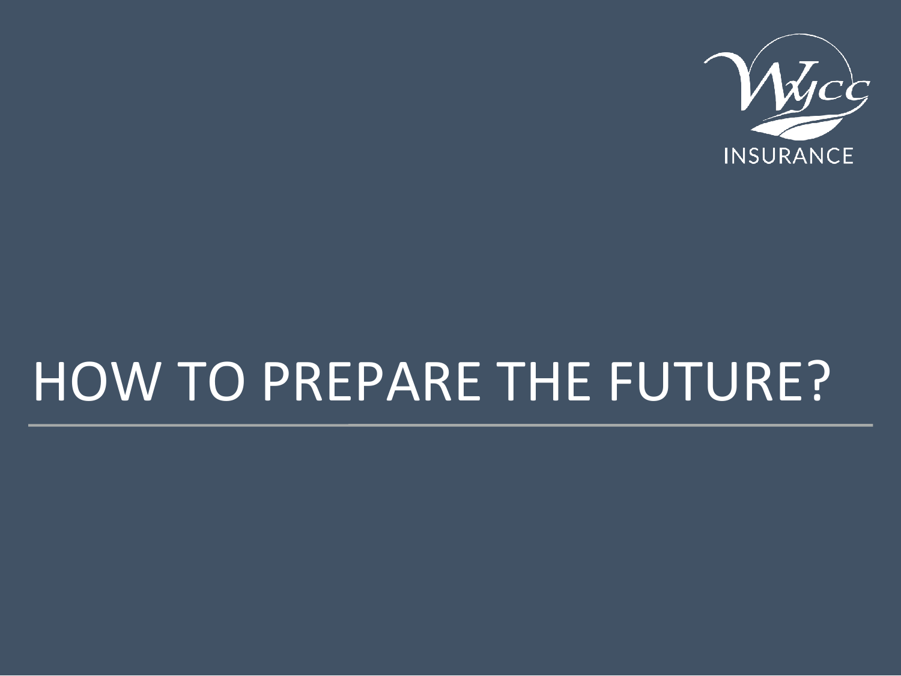WYCC INSURANCE

# HOW TO PREPARE THE FUTURE?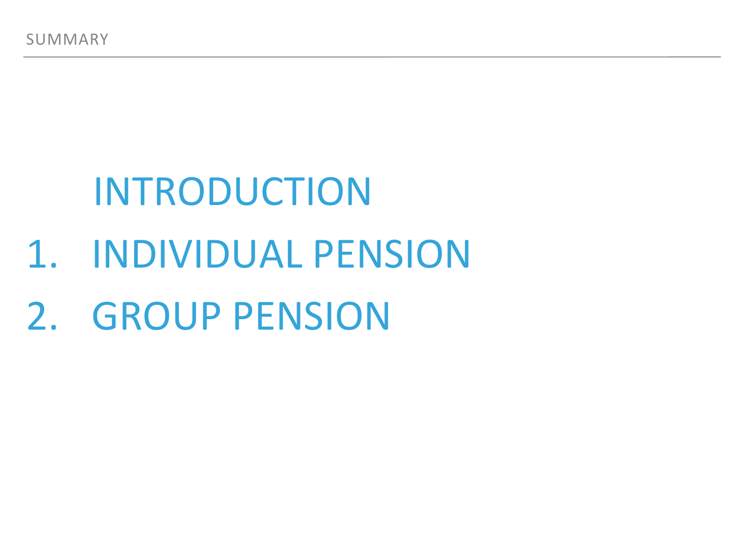# SUMMARY

INTRODUCTION

1. INDIVIDUAL PENSION
2. GROUP PENSION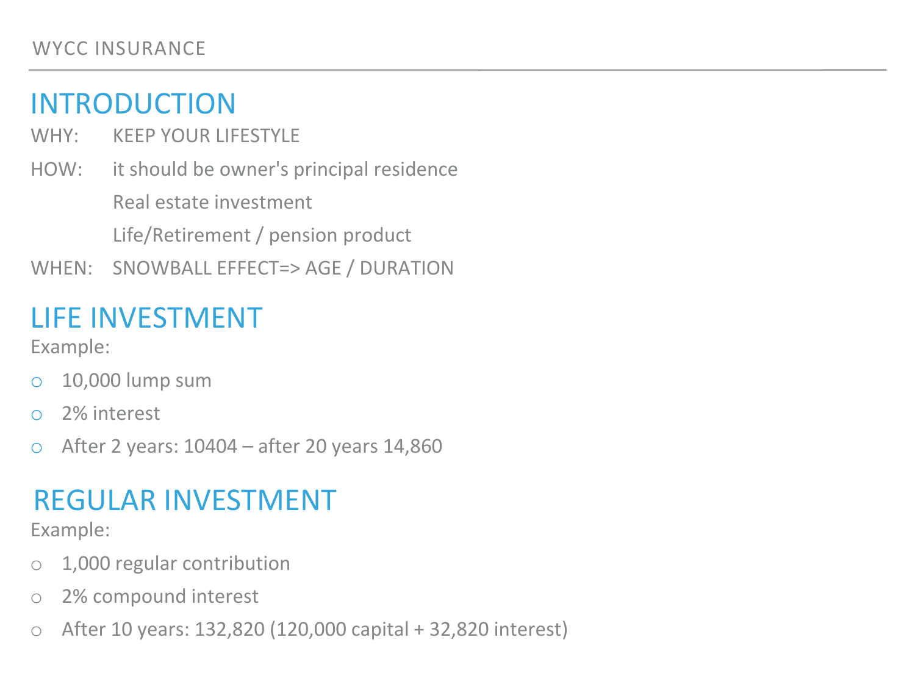## INTRODUCTION

WHY: KEEP YOUR LIFESTYLE

HOW: it should be owner's principal residence

Real estate investment

Life/Retirement / pension product

WHEN: SNOWBALL EFFECT=> AGE / DURATION

## LIFE INVESTMENT

Example:

- 10,000 lump sum
- 2% interest
- After 2 years: 10404 – after 20 years 14,860

## REGULAR INVESTMENT

Example:

- 1,000 regular contribution
- 2% compound interest
- After 10 years: 132,820 (120,000 capital + 32,820 interest)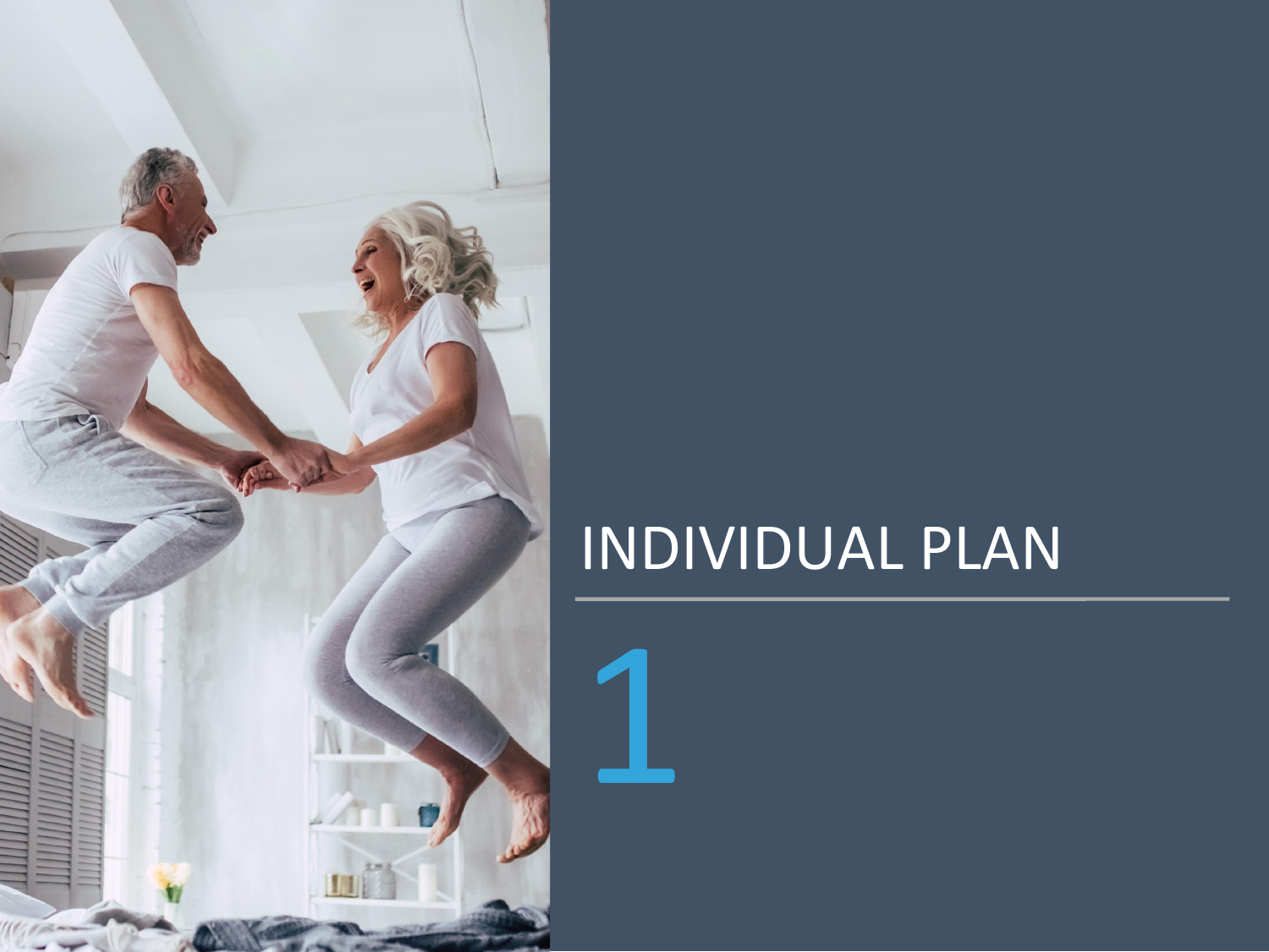# INDIVIDUAL PLAN

1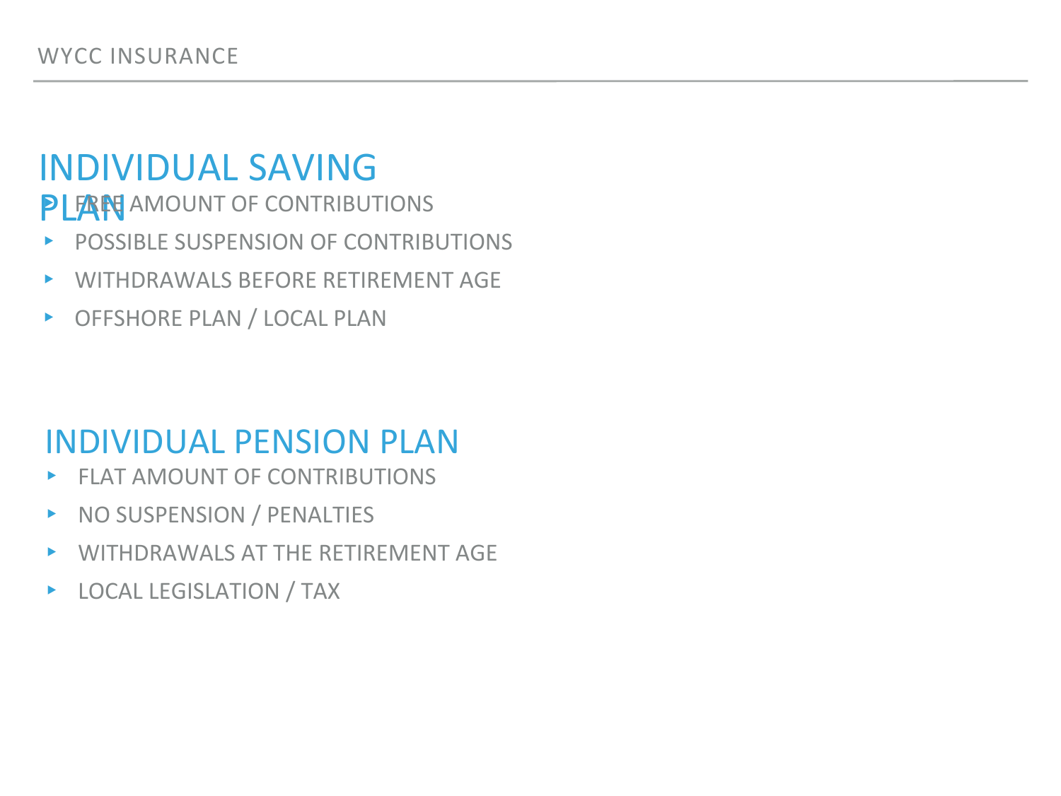## INDIVIDUAL SAVING PLAN

- FREE AMOUNT OF CONTRIBUTIONS
- POSSIBLE SUSPENSION OF CONTRIBUTIONS
- WITHDRAWALS BEFORE RETIREMENT AGE
- OFFSHORE PLAN / LOCAL PLAN

## INDIVIDUAL PENSION PLAN

- FLAT AMOUNT OF CONTRIBUTIONS
- NO SUSPENSION / PENALTIES
- WITHDRAWALS AT THE RETIREMENT AGE
- LOCAL LEGISLATION / TAX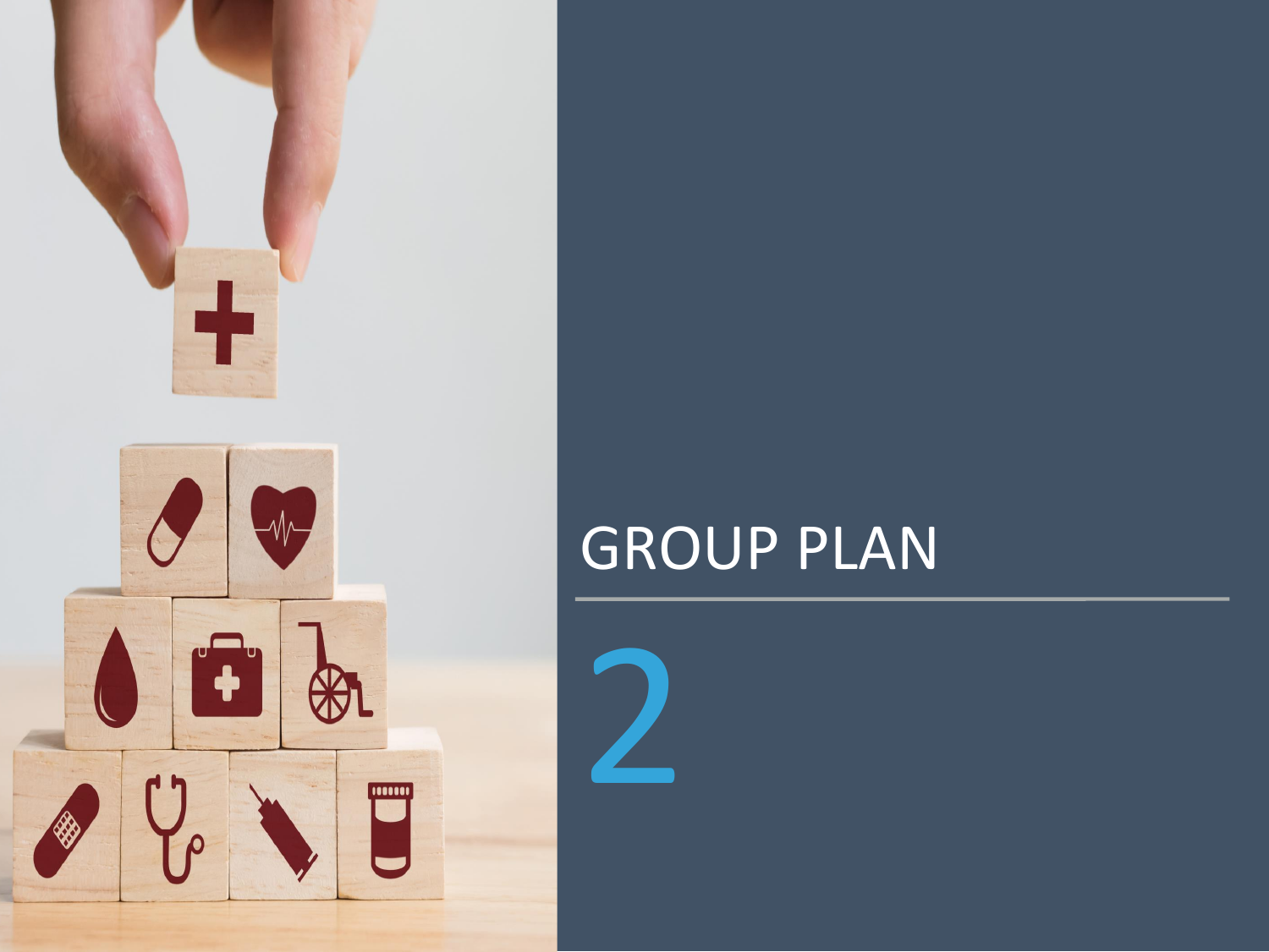# GROUP PLAN

2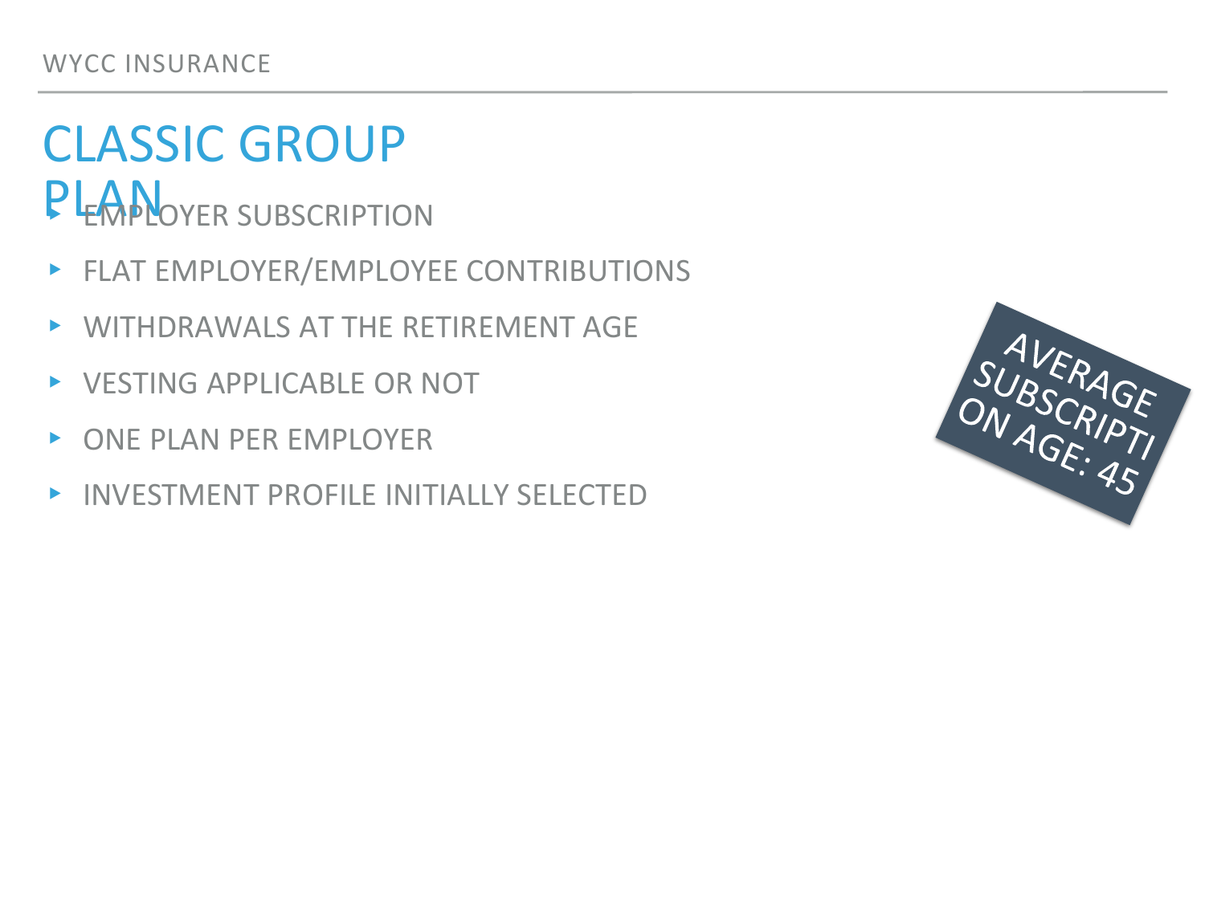# CLASSIC GROUP PLAN

- EMPLOYER SUBSCRIPTION
- FLAT EMPLOYER/EMPLOYEE CONTRIBUTIONS
- WITHDRAWALS AT THE RETIREMENT AGE
- VESTING APPLICABLE OR NOT
- ONE PLAN PER EMPLOYER
- INVESTMENT PROFILE INITIALLY SELECTED

AVERAGE SUBSCRIPTION AGE: 45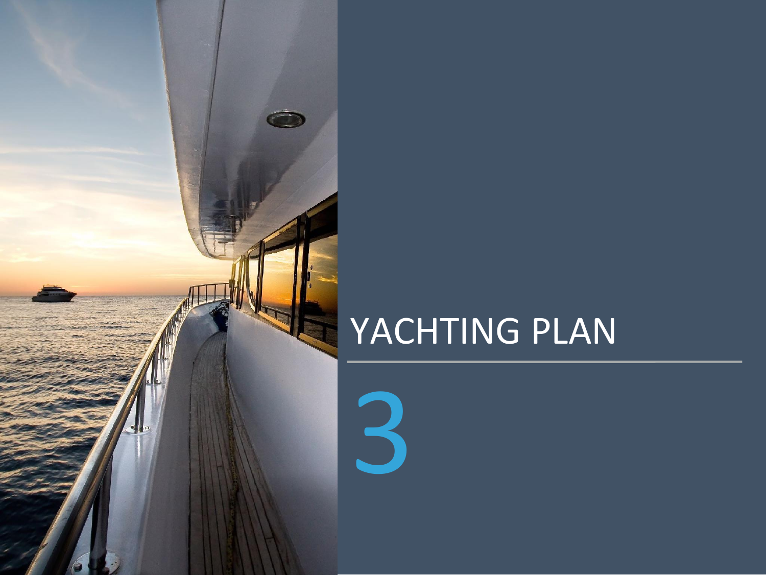# YACHTING PLAN

3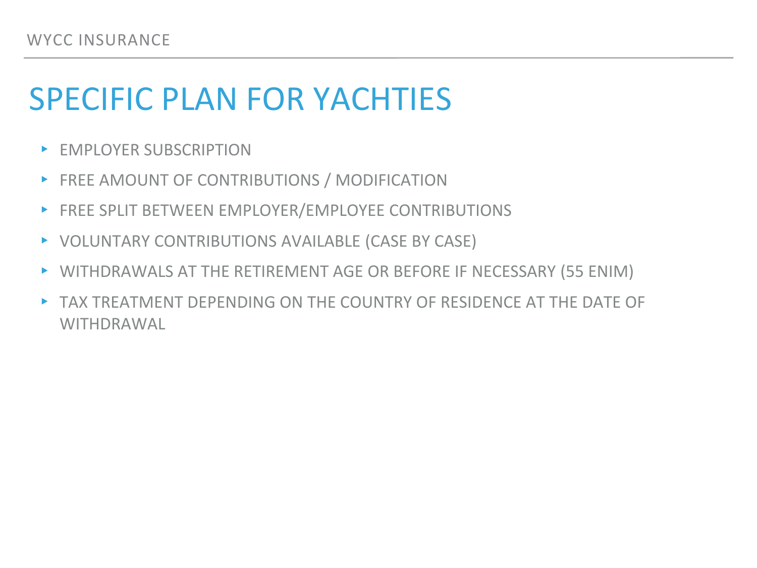# SPECIFIC PLAN FOR YACHTIES

- EMPLOYER SUBSCRIPTION
- FREE AMOUNT OF CONTRIBUTIONS / MODIFICATION
- FREE SPLIT BETWEEN EMPLOYER/EMPLOYEE CONTRIBUTIONS
- VOLUNTARY CONTRIBUTIONS AVAILABLE (CASE BY CASE)
- WITHDRAWALS AT THE RETIREMENT AGE OR BEFORE IF NECESSARY (55 ENIM)
- TAX TREATMENT DEPENDING ON THE COUNTRY OF RESIDENCE AT THE DATE OF WITHDRAWAL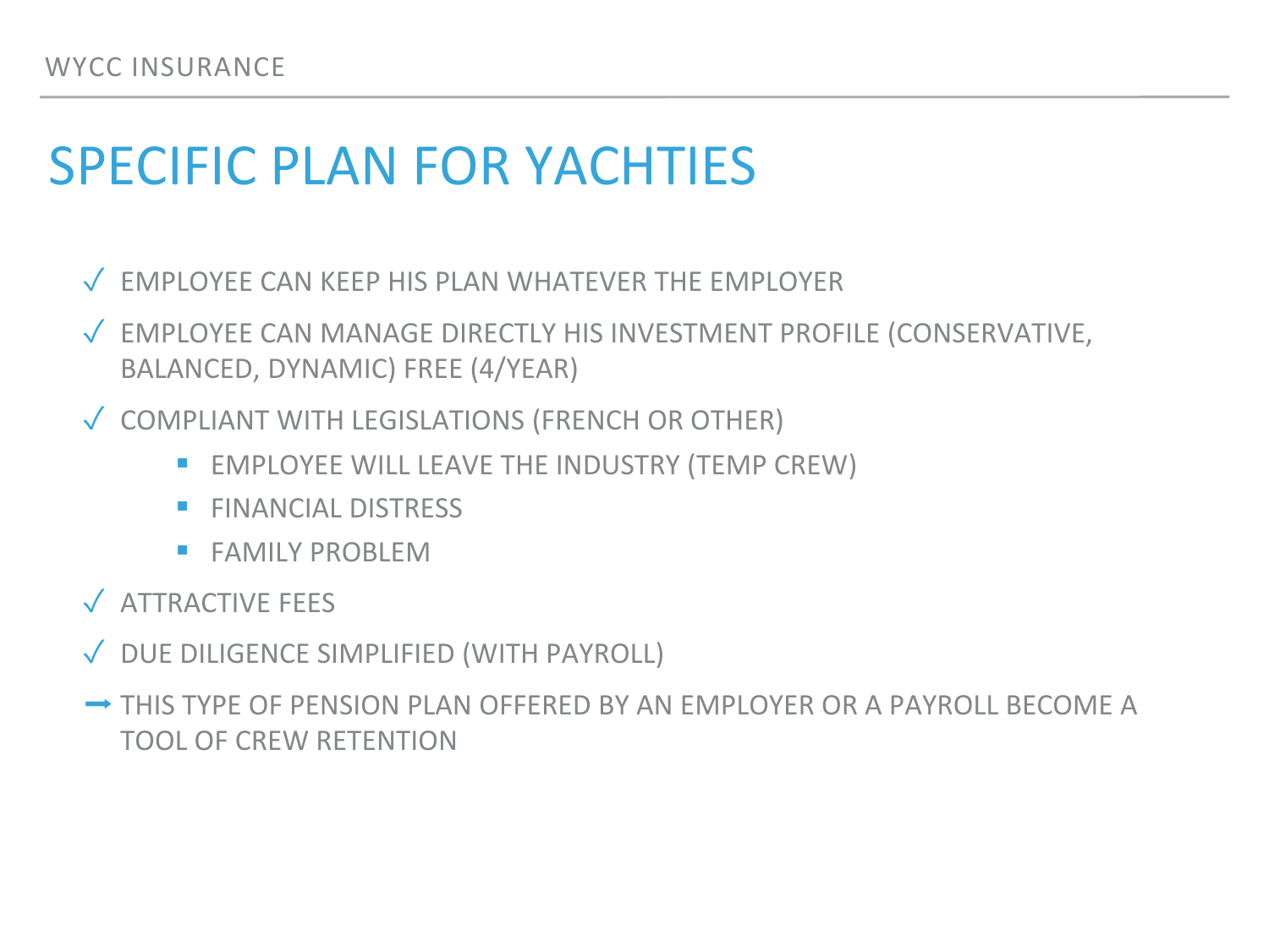# SPECIFIC PLAN FOR YACHTIES

- ✓ EMPLOYEE CAN KEEP HIS PLAN WHATEVER THE EMPLOYER
- ✓ EMPLOYEE CAN MANAGE DIRECTLY HIS INVESTMENT PROFILE (CONSERVATIVE, BALANCED, DYNAMIC) FREE (4/YEAR)
- ✓ COMPLIANT WITH LEGISLATIONS (FRENCH OR OTHER)
  - EMPLOYEE WILL LEAVE THE INDUSTRY (TEMP CREW)
  - FINANCIAL DISTRESS
  - FAMILY PROBLEM
- ✓ ATTRACTIVE FEES
- ✓ DUE DILIGENCE SIMPLIFIED (WITH PAYROLL)

→ THIS TYPE OF PENSION PLAN OFFERED BY AN EMPLOYER OR A PAYROLL BECOME A TOOL OF CREW RETENTION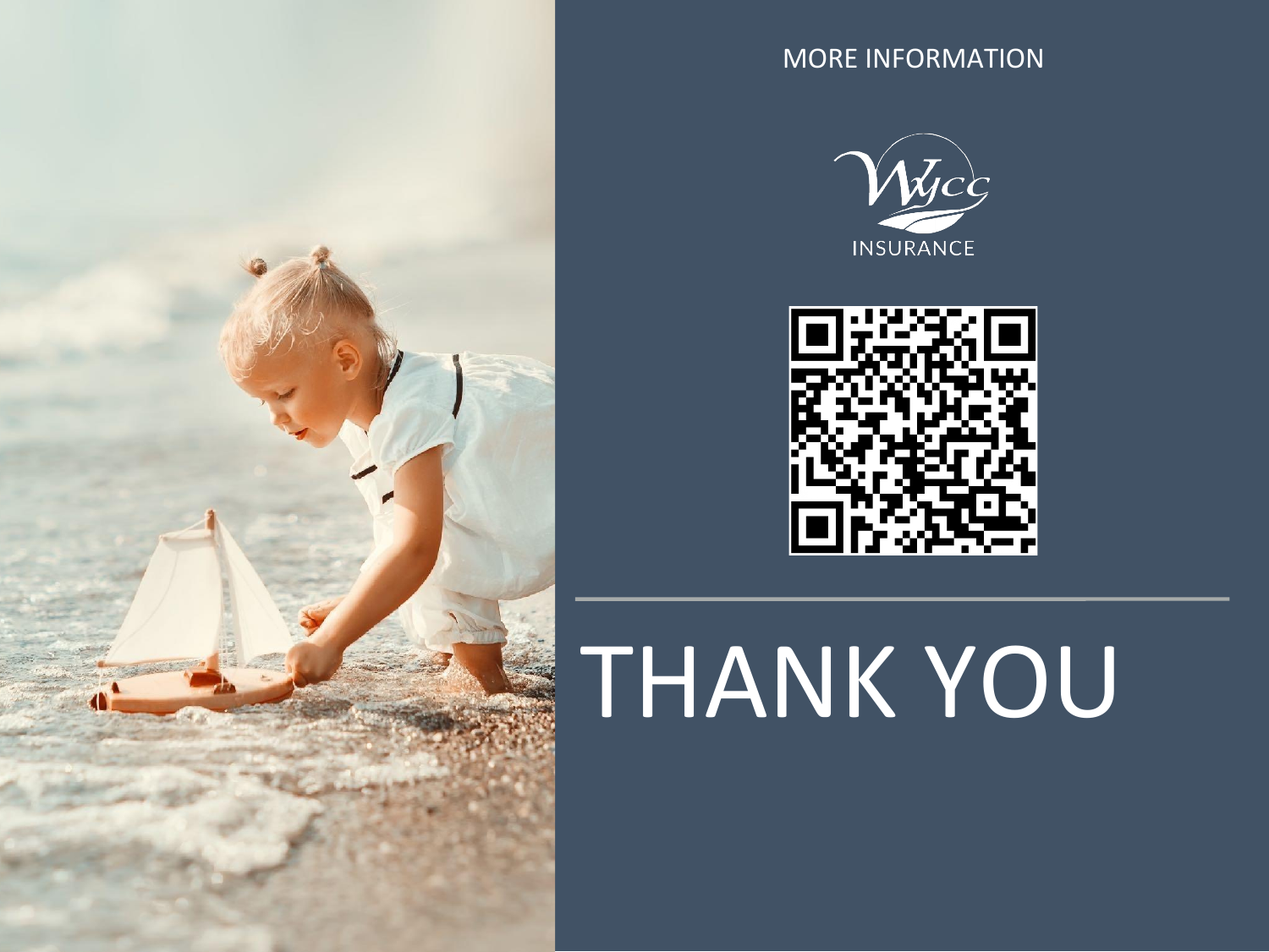MORE INFORMATION

WYCC

INSURANCE

# THANK YOU